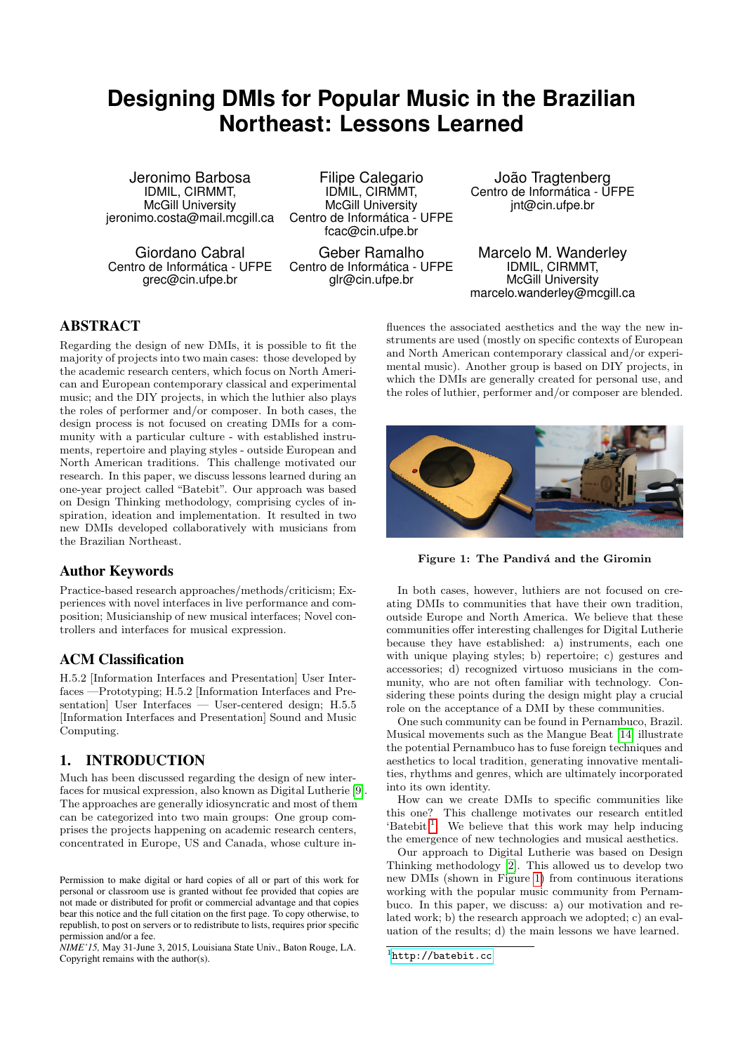# Designing DMIs for Popular Music in the Brazilian Northeast: Lessons Learned

Jeronimo Barbosa
IDMIL, CIRMMT,
McGill University
jeronimo.costa@mail.mcgill.ca

Filipe Calegario
IDMIL, CIRMMT,
McGill University
Centro de Informática - UFPE
fcac@cin.ufpe.br

João Tragtenberg
Centro de Informática - UFPE
jnt@cin.ufpe.br

Giordano Cabral
Centro de Informática - UFPE
grec@cin.ufpe.br

Geber Ramalho
Centro de Informática - UFPE
glr@cin.ufpe.br

Marcelo M. Wanderley
IDMIL, CIRMMT,
McGill University
marcelo.wanderley@mcgill.ca

## ABSTRACT

Regarding the design of new DMIs, it is possible to fit the majority of projects into two main cases: those developed by the academic research centers, which focus on North American and European contemporary classical and experimental music; and the DIY projects, in which the luthier also plays the roles of performer and/or composer. In both cases, the design process is not focused on creating DMIs for a community with a particular culture - with established instruments, repertoire and playing styles - outside European and North American traditions. This challenge motivated our research. In this paper, we discuss lessons learned during an one-year project called "Batebit". Our approach was based on Design Thinking methodology, comprising cycles of inspiration, ideation and implementation. It resulted in two new DMIs developed collaboratively with musicians from the Brazilian Northeast.

### Author Keywords

Practice-based research approaches/methods/criticism; Experiences with novel interfaces in live performance and composition; Musicianship of new musical interfaces; Novel controllers and interfaces for musical expression.

### ACM Classification

H.5.2 [Information Interfaces and Presentation] User Interfaces —Prototyping; H.5.2 [Information Interfaces and Presentation] User Interfaces — User-centered design; H.5.5 [Information Interfaces and Presentation] Sound and Music Computing.

## 1. INTRODUCTION

Much has been discussed regarding the design of new interfaces for musical expression, also known as Digital Lutherie [9]. The approaches are generally idiosyncratic and most of them can be categorized into two main groups: One group comprises the projects happening on academic research centers, concentrated in Europe, US and Canada, whose culture influences the associated aesthetics and the way the new instruments are used (mostly on specific contexts of European and North American contemporary classical and/or experimental music). Another group is based on DIY projects, in which the DMIs are generally created for personal use, and the roles of luthier, performer and/or composer are blended.

Figure 1: The Pandivá and the Giromin

In both cases, however, luthiers are not focused on creating DMIs to communities that have their own tradition, outside Europe and North America. We believe that these communities offer interesting challenges for Digital Lutherie because they have established: a) instruments, each one with unique playing styles; b) repertoire; c) gestures and accessories; d) recognized virtuoso musicians in the community, who are not often familiar with technology. Considering these points during the design might play a crucial role on the acceptance of a DMI by these communities.

One such community can be found in Pernambuco, Brazil. Musical movements such as the Mangue Beat [14] illustrate the potential Pernambuco has to fuse foreign techniques and aesthetics to local tradition, generating innovative mentalities, rhythms and genres, which are ultimately incorporated into its own identity.

How can we create DMIs to specific communities like this one? This challenge motivates our research entitled 'Batebit'[1]. We believe that this work may help inducing the emergence of new technologies and musical aesthetics.

Our approach to Digital Lutherie was based on Design Thinking methodology [2]. This allowed us to develop two new DMIs (shown in Figure 1) from continuous iterations working with the popular music community from Pernambuco. In this paper, we discuss: a) our motivation and related work; b) the research approach we adopted; c) an evaluation of the results; d) the main lessons we have learned.

Permission to make digital or hard copies of all or part of this work for personal or classroom use is granted without fee provided that copies are not made or distributed for profit or commercial advantage and that copies bear this notice and the full citation on the first page. To copy otherwise, to republish, to post on servers or to redistribute to lists, requires prior specific permission and/or a fee.
*NIME'15,* May 31-June 3, 2015, Louisiana State Univ., Baton Rouge, LA.
Copyright remains with the author(s).

[1] http://batebit.cc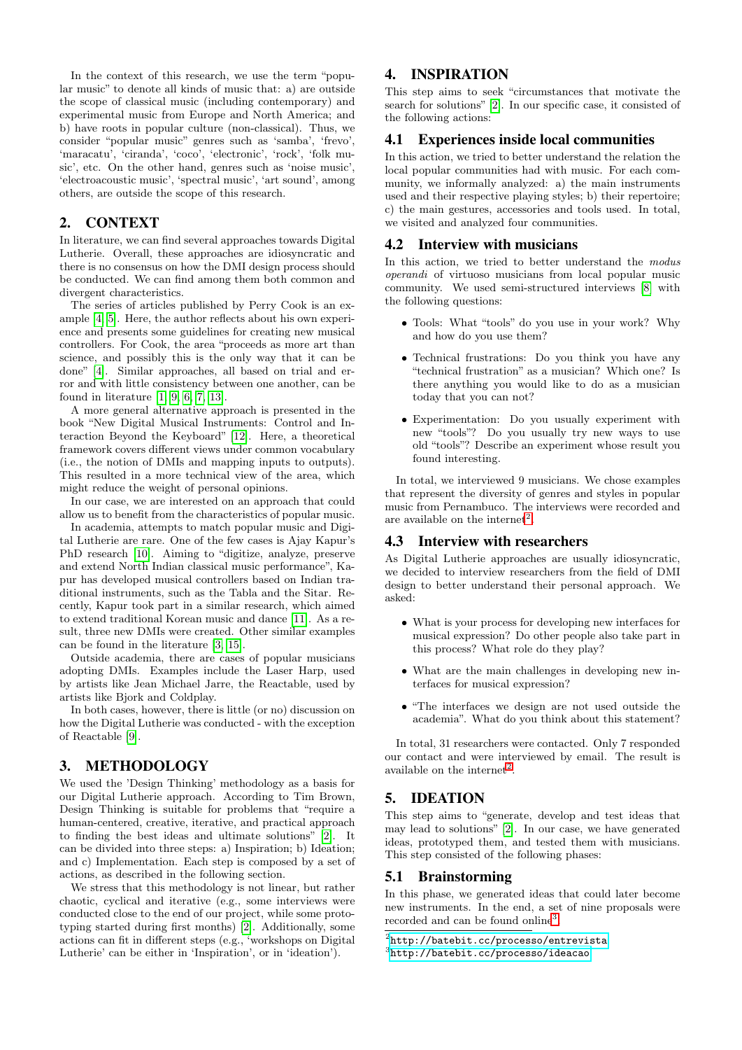In the context of this research, we use the term "popular music" to denote all kinds of music that: a) are outside the scope of classical music (including contemporary) and experimental music from Europe and North America; and b) have roots in popular culture (non-classical). Thus, we consider "popular music" genres such as 'samba', 'frevo', 'maracatu', 'ciranda', 'coco', 'electronic', 'rock', 'folk music', etc. On the other hand, genres such as 'noise music', 'electroacoustic music', 'spectral music', 'art sound', among others, are outside the scope of this research.

## 2. CONTEXT

In literature, we can find several approaches towards Digital Lutherie. Overall, these approaches are idiosyncratic and there is no consensus on how the DMI design process should be conducted. We can find among them both common and divergent characteristics.

The series of articles published by Perry Cook is an example [4, 5]. Here, the author reflects about his own experience and presents some guidelines for creating new musical controllers. For Cook, the area "proceeds as more art than science, and possibly this is the only way that it can be done" [4]. Similar approaches, all based on trial and error and with little consistency between one another, can be found in literature [1, 9, 6, 7, 13].

A more general alternative approach is presented in the book "New Digital Musical Instruments: Control and Interaction Beyond the Keyboard" [12]. Here, a theoretical framework covers different views under common vocabulary (i.e., the notion of DMIs and mapping inputs to outputs). This resulted in a more technical view of the area, which might reduce the weight of personal opinions.

In our case, we are interested on an approach that could allow us to benefit from the characteristics of popular music.

In academia, attempts to match popular music and Digital Lutherie are rare. One of the few cases is Ajay Kapur's PhD research [10]. Aiming to "digitize, analyze, preserve and extend North Indian classical music performance", Kapur has developed musical controllers based on Indian traditional instruments, such as the Tabla and the Sitar. Recently, Kapur took part in a similar research, which aimed to extend traditional Korean music and dance [11]. As a result, three new DMIs were created. Other similar examples can be found in the literature [3, 15].

Outside academia, there are cases of popular musicians adopting DMIs. Examples include the Laser Harp, used by artists like Jean Michael Jarre, the Reactable, used by artists like Bjork and Coldplay.

In both cases, however, there is little (or no) discussion on how the Digital Lutherie was conducted - with the exception of Reactable [9].

## 3. METHODOLOGY

We used the 'Design Thinking' methodology as a basis for our Digital Lutherie approach. According to Tim Brown, Design Thinking is suitable for problems that "require a human-centered, creative, iterative, and practical approach to finding the best ideas and ultimate solutions" [2]. It can be divided into three steps: a) Inspiration; b) Ideation; and c) Implementation. Each step is composed by a set of actions, as described in the following section.

We stress that this methodology is not linear, but rather chaotic, cyclical and iterative (e.g., some interviews were conducted close to the end of our project, while some prototyping started during first months) [2]. Additionally, some actions can fit in different steps (e.g., 'workshops on Digital Lutherie' can be either in 'Inspiration', or in 'ideation').

## 4. INSPIRATION

This step aims to seek "circumstances that motivate the search for solutions" [2]. In our specific case, it consisted of the following actions:

### 4.1 Experiences inside local communities

In this action, we tried to better understand the relation the local popular communities had with music. For each community, we informally analyzed: a) the main instruments used and their respective playing styles; b) their repertoire; c) the main gestures, accessories and tools used. In total, we visited and analyzed four communities.

### 4.2 Interview with musicians

In this action, we tried to better understand the *modus operandi* of virtuoso musicians from local popular music community. We used semi-structured interviews [8] with the following questions:

- Tools: What "tools" do you use in your work? Why and how do you use them?
- Technical frustrations: Do you think you have any "technical frustration" as a musician? Which one? Is there anything you would like to do as a musician today that you can not?
- Experimentation: Do you usually experiment with new "tools"? Do you usually try new ways to use old "tools"? Describe an experiment whose result you found interesting.

In total, we interviewed 9 musicians. We chose examples that represent the diversity of genres and styles in popular music from Pernambuco. The interviews were recorded and are available on the internet[2].

### 4.3 Interview with researchers

As Digital Lutherie approaches are usually idiosyncratic, we decided to interview researchers from the field of DMI design to better understand their personal approach. We asked:

- What is your process for developing new interfaces for musical expression? Do other people also take part in this process? What role do they play?
- What are the main challenges in developing new interfaces for musical expression?
- "The interfaces we design are not used outside the academia". What do you think about this statement?

In total, 31 researchers were contacted. Only 7 responded our contact and were interviewed by email. The result is available on the internet[2].

## 5. IDEATION

This step aims to "generate, develop and test ideas that may lead to solutions" [2]. In our case, we have generated ideas, prototyped them, and tested them with musicians. This step consisted of the following phases:

### 5.1 Brainstorming

In this phase, we generated ideas that could later become new instruments. In the end, a set of nine proposals were recorded and can be found online[3].

[2] http://batebit.cc/processo/entrevista
[3] http://batebit.cc/processo/ideacao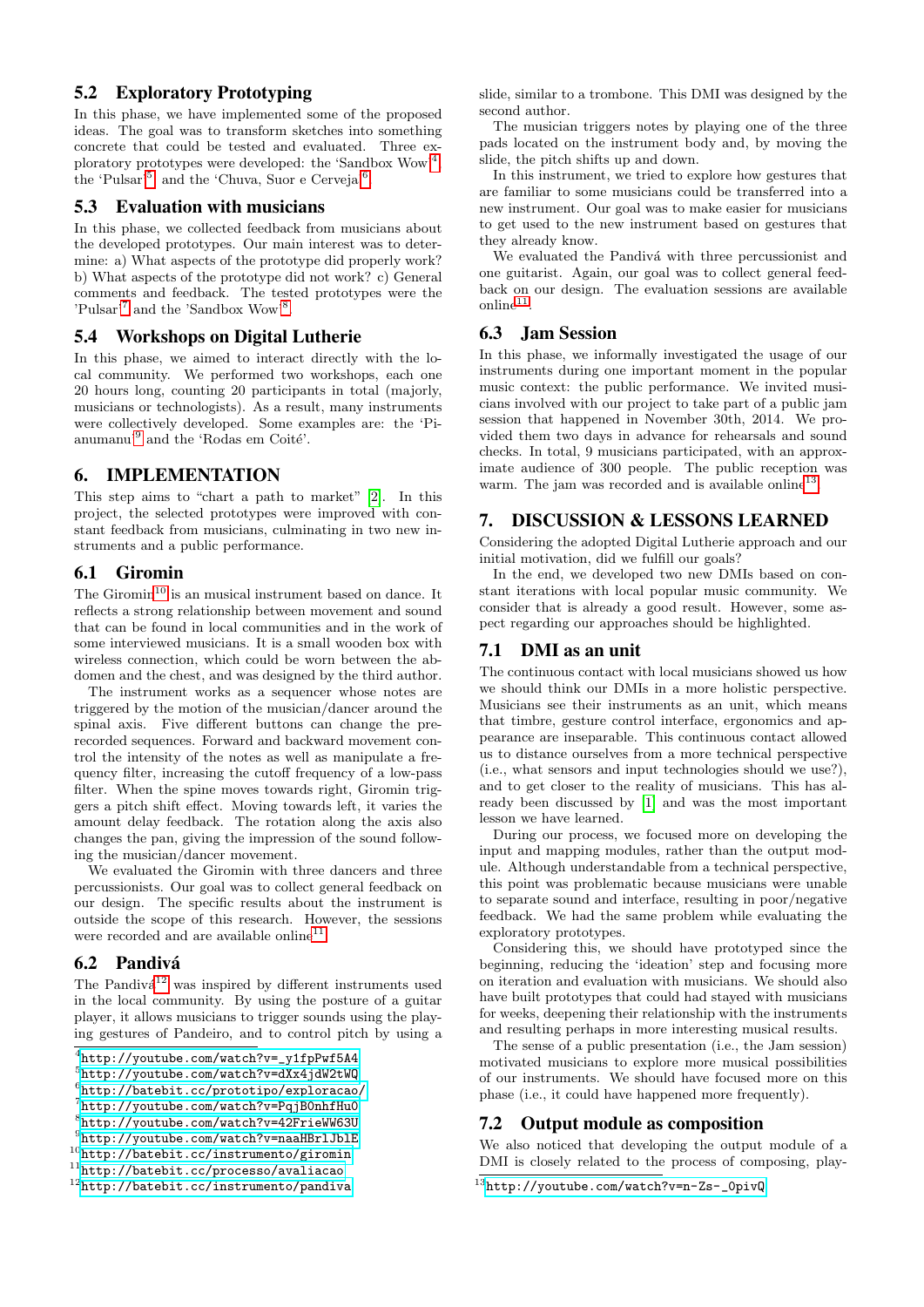## 5.2 Exploratory Prototyping

In this phase, we have implemented some of the proposed ideas. The goal was to transform sketches into something concrete that could be tested and evaluated. Three exploratory prototypes were developed: the 'Sandbox Wow'[4], the 'Pulsar'[5], and the 'Chuva, Suor e Cerveja'[6].

## 5.3 Evaluation with musicians

In this phase, we collected feedback from musicians about the developed prototypes. Our main interest was to determine: a) What aspects of the prototype did properly work? b) What aspects of the prototype did not work? c) General comments and feedback. The tested prototypes were the 'Pulsar'[7] and the 'Sandbox Wow'[8].

## 5.4 Workshops on Digital Lutherie

In this phase, we aimed to interact directly with the local community. We performed two workshops, each one 20 hours long, counting 20 participants in total (majorly, musicians or technologists). As a result, many instruments were collectively developed. Some examples are: the 'Pianumanu'[9] and the 'Rodas em Coité'.

# 6. IMPLEMENTATION

This step aims to "chart a path to market" [2]. In this project, the selected prototypes were improved with constant feedback from musicians, culminating in two new instruments and a public performance.

## 6.1 Giromin

The Giromin[10] is an musical instrument based on dance. It reflects a strong relationship between movement and sound that can be found in local communities and in the work of some interviewed musicians. It is a small wooden box with wireless connection, which could be worn between the abdomen and the chest, and was designed by the third author.

The instrument works as a sequencer whose notes are triggered by the motion of the musician/dancer around the spinal axis. Five different buttons can change the prerecorded sequences. Forward and backward movement control the intensity of the notes as well as manipulate a frequency filter, increasing the cutoff frequency of a low-pass filter. When the spine moves towards right, Giromin triggers a pitch shift effect. Moving towards left, it varies the amount delay feedback. The rotation along the axis also changes the pan, giving the impression of the sound following the musician/dancer movement.

We evaluated the Giromin with three dancers and three percussionists. Our goal was to collect general feedback on our design. The specific results about the instrument is outside the scope of this research. However, the sessions were recorded and are available online[11].

## 6.2 Pandivá

The Pandivá[12] was inspired by different instruments used in the local community. By using the posture of a guitar player, it allows musicians to trigger sounds using the playing gestures of Pandeiro, and to control pitch by using a slide, similar to a trombone. This DMI was designed by the second author.

The musician triggers notes by playing one of the three pads located on the instrument body and, by moving the slide, the pitch shifts up and down.

In this instrument, we tried to explore how gestures that are familiar to some musicians could be transferred into a new instrument. Our goal was to make easier for musicians to get used to the new instrument based on gestures that they already know.

We evaluated the Pandivá with three percussionist and one guitarist. Again, our goal was to collect general feedback on our design. The evaluation sessions are available online[11].

## 6.3 Jam Session

In this phase, we informally investigated the usage of our instruments during one important moment in the popular music context: the public performance. We invited musicians involved with our project to take part of a public jam session that happened in November 30th, 2014. We provided them two days in advance for rehearsals and sound checks. In total, 9 musicians participated, with an approximate audience of 300 people. The public reception was warm. The jam was recorded and is available online[13].

# 7. DISCUSSION & LESSONS LEARNED

Considering the adopted Digital Lutherie approach and our initial motivation, did we fulfill our goals?

In the end, we developed two new DMIs based on constant iterations with local popular music community. We consider that is already a good result. However, some aspect regarding our approaches should be highlighted.

## 7.1 DMI as an unit

The continuous contact with local musicians showed us how we should think our DMIs in a more holistic perspective. Musicians see their instruments as an unit, which means that timbre, gesture control interface, ergonomics and appearance are inseparable. This continuous contact allowed us to distance ourselves from a more technical perspective (i.e., what sensors and input technologies should we use?), and to get closer to the reality of musicians. This has already been discussed by [1] and was the most important lesson we have learned.

During our process, we focused more on developing the input and mapping modules, rather than the output module. Although understandable from a technical perspective, this point was problematic because musicians were unable to separate sound and interface, resulting in poor/negative feedback. We had the same problem while evaluating the exploratory prototypes.

Considering this, we should have prototyped since the beginning, reducing the 'ideation' step and focusing more on iteration and evaluation with musicians. We should also have built prototypes that could had stayed with musicians for weeks, deepening their relationship with the instruments and resulting perhaps in more interesting musical results.

The sense of a public presentation (i.e., the Jam session) motivated musicians to explore more musical possibilities of our instruments. We should have focused more on this phase (i.e., it could have happened more frequently).

## 7.2 Output module as composition

We also noticed that developing the output module of a DMI is closely related to the process of composing, play-

---

[4] http://youtube.com/watch?v=_y1fpPwf5A4
[5] http://youtube.com/watch?v=dXx4jdW2tWQ
[6] http://batebit.cc/prototipo/exploracao/
[7] http://youtube.com/watch?v=PqjB0nhfHu0
[8] http://youtube.com/watch?v=42FrieWW63U
[9] http://youtube.com/watch?v=naaHBrlJblE
[10] http://batebit.cc/instrumento/giromin
[11] http://batebit.cc/processo/avaliacao
[12] http://batebit.cc/instrumento/pandiva
[13] http://youtube.com/watch?v=n-Zs-_0pivQ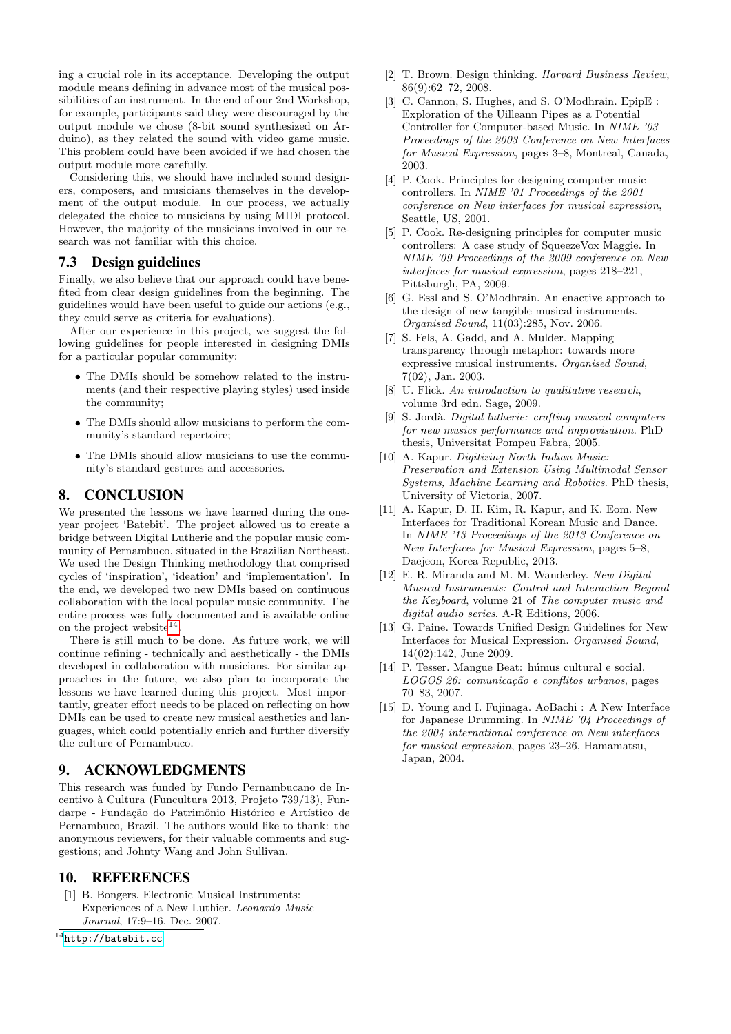ing a crucial role in its acceptance. Developing the output module means defining in advance most of the musical possibilities of an instrument. In the end of our 2nd Workshop, for example, participants said they were discouraged by the output module we chose (8-bit sound synthesized on Arduino), as they related the sound with video game music. This problem could have been avoided if we had chosen the output module more carefully.

Considering this, we should have included sound designers, composers, and musicians themselves in the development of the output module. In our process, we actually delegated the choice to musicians by using MIDI protocol. However, the majority of the musicians involved in our research was not familiar with this choice.

### 7.3 Design guidelines

Finally, we also believe that our approach could have benefited from clear design guidelines from the beginning. The guidelines would have been useful to guide our actions (e.g., they could serve as criteria for evaluations).

After our experience in this project, we suggest the following guidelines for people interested in designing DMIs for a particular popular community:

- The DMIs should be somehow related to the instruments (and their respective playing styles) used inside the community;
- The DMIs should allow musicians to perform the community's standard repertoire;
- The DMIs should allow musicians to use the community's standard gestures and accessories.

## 8. CONCLUSION

We presented the lessons we have learned during the one-year project 'Batebit'. The project allowed us to create a bridge between Digital Lutherie and the popular music community of Pernambuco, situated in the Brazilian Northeast. We used the Design Thinking methodology that comprised cycles of 'inspiration', 'ideation' and 'implementation'. In the end, we developed two new DMIs based on continuous collaboration with the local popular music community. The entire process was fully documented and is available online on the project website[14].

There is still much to be done. As future work, we will continue refining - technically and aesthetically - the DMIs developed in collaboration with musicians. For similar approaches in the future, we also plan to incorporate the lessons we have learned during this project. Most importantly, greater effort needs to be placed on reflecting on how DMIs can be used to create new musical aesthetics and languages, which could potentially enrich and further diversify the culture of Pernambuco.

## 9. ACKNOWLEDGMENTS

This research was funded by Fundo Pernambucano de Incentivo à Cultura (Funcultura 2013, Projeto 739/13), Fundarpe - Fundação do Patrimônio Histórico e Artístico de Pernambuco, Brazil. The authors would like to thank: the anonymous reviewers, for their valuable comments and suggestions; and Johnty Wang and John Sullivan.

## 10. REFERENCES

[1] B. Bongers. Electronic Musical Instruments: Experiences of a New Luthier. *Leonardo Music Journal*, 17:9–16, Dec. 2007.

[2] T. Brown. Design thinking. *Harvard Business Review*, 86(9):62–72, 2008.

[3] C. Cannon, S. Hughes, and S. O'Modhrain. EpipE : Exploration of the Uilleann Pipes as a Potential Controller for Computer-based Music. In *NIME '03 Proceedings of the 2003 Conference on New Interfaces for Musical Expression*, pages 3–8, Montreal, Canada, 2003.

[4] P. Cook. Principles for designing computer music controllers. In *NIME '01 Proceedings of the 2001 conference on New interfaces for musical expression*, Seattle, US, 2001.

[5] P. Cook. Re-designing principles for computer music controllers: A case study of SqueezeVox Maggie. In *NIME '09 Proceedings of the 2009 conference on New interfaces for musical expression*, pages 218–221, Pittsburgh, PA, 2009.

[6] G. Essl and S. O'Modhrain. An enactive approach to the design of new tangible musical instruments. *Organised Sound*, 11(03):285, Nov. 2006.

[7] S. Fels, A. Gadd, and A. Mulder. Mapping transparency through metaphor: towards more expressive musical instruments. *Organised Sound*, 7(02), Jan. 2003.

[8] U. Flick. *An introduction to qualitative research*, volume 3rd edn. Sage, 2009.

[9] S. Jordà. *Digital lutherie: crafting musical computers for new musics performance and improvisation*. PhD thesis, Universitat Pompeu Fabra, 2005.

[10] A. Kapur. *Digitizing North Indian Music: Preservation and Extension Using Multimodal Sensor Systems, Machine Learning and Robotics*. PhD thesis, University of Victoria, 2007.

[11] A. Kapur, D. H. Kim, R. Kapur, and K. Eom. New Interfaces for Traditional Korean Music and Dance. In *NIME '13 Proceedings of the 2013 Conference on New Interfaces for Musical Expression*, pages 5–8, Daejeon, Korea Republic, 2013.

[12] E. R. Miranda and M. M. Wanderley. *New Digital Musical Instruments: Control and Interaction Beyond the Keyboard*, volume 21 of *The computer music and digital audio series*. A-R Editions, 2006.

[13] G. Paine. Towards Unified Design Guidelines for New Interfaces for Musical Expression. *Organised Sound*, 14(02):142, June 2009.

[14] P. Tesser. Mangue Beat: húmus cultural e social. *LOGOS 26: comunicação e conflitos urbanos*, pages 70–83, 2007.

[15] D. Young and I. Fujinaga. AoBachi : A New Interface for Japanese Drumming. In *NIME '04 Proceedings of the 2004 international conference on New interfaces for musical expression*, pages 23–26, Hamamatsu, Japan, 2004.

[14] http://batebit.cc